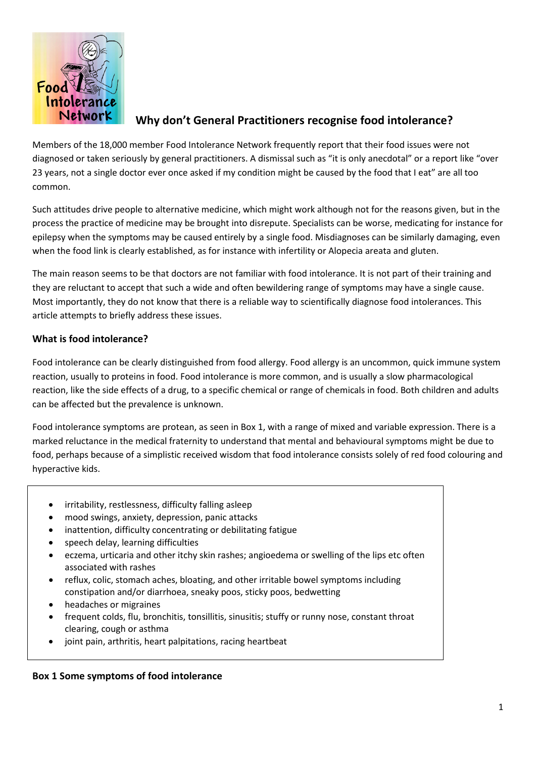# Why don't General Practitioners recognise food intolerance?

Members of the 18,000 member Food Intolerance Network frequently report that their food issues were not diagnosed or taken seriously by general practitioners. A dismissal such as "it is only anecdotal" or a report like "over 23 years, not a single doctor ever once asked if my condition might be caused by the food that I eat" are all too common.

Such attitudes drive people to alternative medicine, which might work although not for the reasons given, but in the process the practice of medicine may be brought into disrepute. Specialists can be worse, medicating for instance for epilepsy when the symptoms may be caused entirely by a single food. Misdiagnoses can be similarly damaging, even when the food link is clearly established, as for instance with infertility or Alopecia areata and gluten.

The main reason seems to be that doctors are not familiar with food intolerance. It is not part of their training and they are reluctant to accept that such a wide and often bewildering range of symptoms may have a single cause. Most importantly, they do not know that there is a reliable way to scientifically diagnose food intolerances. This article attempts to briefly address these issues.

## What is food intolerance?

Food intolerance can be clearly distinguished from food allergy. Food allergy is an uncommon, quick immune system reaction, usually to proteins in food. Food intolerance is more common, and is usually a slow pharmacological reaction, like the side effects of a drug, to a specific chemical or range of chemicals in food. Both children and adults can be affected but the prevalence is unknown.

Food intolerance symptoms are protean, as seen in Box 1, with a range of mixed and variable expression. There is a marked reluctance in the medical fraternity to understand that mental and behavioural symptoms might be due to food, perhaps because of a simplistic received wisdom that food intolerance consists solely of red food colouring and hyperactive kids.

- irritability, restlessness, difficulty falling asleep
- mood swings, anxiety, depression, panic attacks
- inattention, difficulty concentrating or debilitating fatigue
- speech delay, learning difficulties
- eczema, urticaria and other itchy skin rashes; angioedema or swelling of the lips etc often associated with rashes
- reflux, colic, stomach aches, bloating, and other irritable bowel symptoms including constipation and/or diarrhoea, sneaky poos, sticky poos, bedwetting
- headaches or migraines
- frequent colds, flu, bronchitis, tonsillitis, sinusitis; stuffy or runny nose, constant throat clearing, cough or asthma
- joint pain, arthritis, heart palpitations, racing heartbeat

**Box 1 Some symptoms of food intolerance**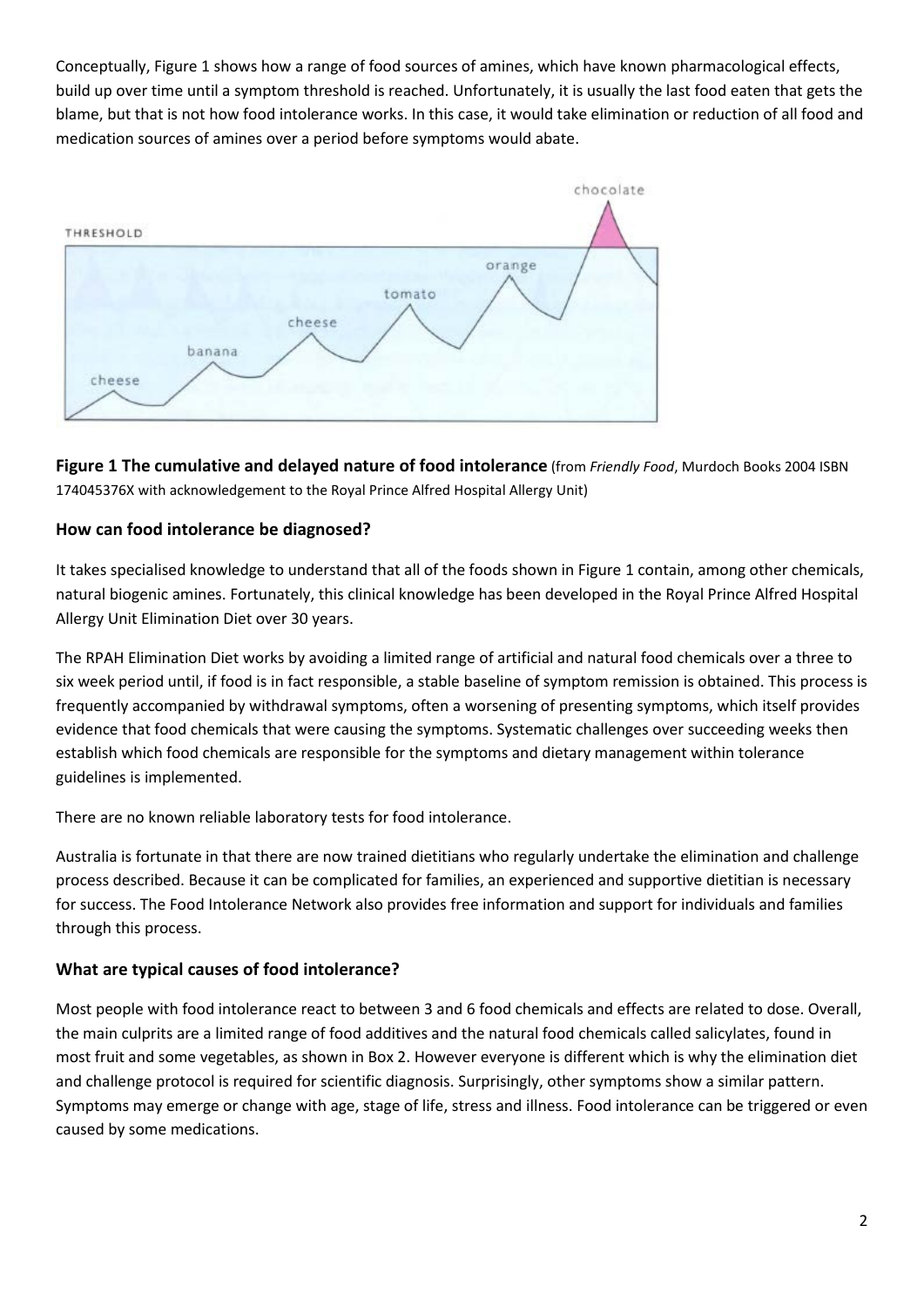Conceptually, Figure 1 shows how a range of food sources of amines, which have known pharmacological effects, build up over time until a symptom threshold is reached. Unfortunately, it is usually the last food eaten that gets the blame, but that is not how food intolerance works. In this case, it would take elimination or reduction of all food and medication sources of amines over a period before symptoms would abate.

**Figure 1 The cumulative and delayed nature of food intolerance** (from *Friendly Food*, Murdoch Books 2004 ISBN 174045376X with acknowledgement to the Royal Prince Alfred Hospital Allergy Unit)

### How can food intolerance be diagnosed?

It takes specialised knowledge to understand that all of the foods shown in Figure 1 contain, among other chemicals, natural biogenic amines. Fortunately, this clinical knowledge has been developed in the Royal Prince Alfred Hospital Allergy Unit Elimination Diet over 30 years.

The RPAH Elimination Diet works by avoiding a limited range of artificial and natural food chemicals over a three to six week period until, if food is in fact responsible, a stable baseline of symptom remission is obtained. This process is frequently accompanied by withdrawal symptoms, often a worsening of presenting symptoms, which itself provides evidence that food chemicals that were causing the symptoms. Systematic challenges over succeeding weeks then establish which food chemicals are responsible for the symptoms and dietary management within tolerance guidelines is implemented.

There are no known reliable laboratory tests for food intolerance.

Australia is fortunate in that there are now trained dietitians who regularly undertake the elimination and challenge process described. Because it can be complicated for families, an experienced and supportive dietitian is necessary for success. The Food Intolerance Network also provides free information and support for individuals and families through this process.

### What are typical causes of food intolerance?

Most people with food intolerance react to between 3 and 6 food chemicals and effects are related to dose. Overall, the main culprits are a limited range of food additives and the natural food chemicals called salicylates, found in most fruit and some vegetables, as shown in Box 2. However everyone is different which is why the elimination diet and challenge protocol is required for scientific diagnosis. Surprisingly, other symptoms show a similar pattern. Symptoms may emerge or change with age, stage of life, stress and illness. Food intolerance can be triggered or even caused by some medications.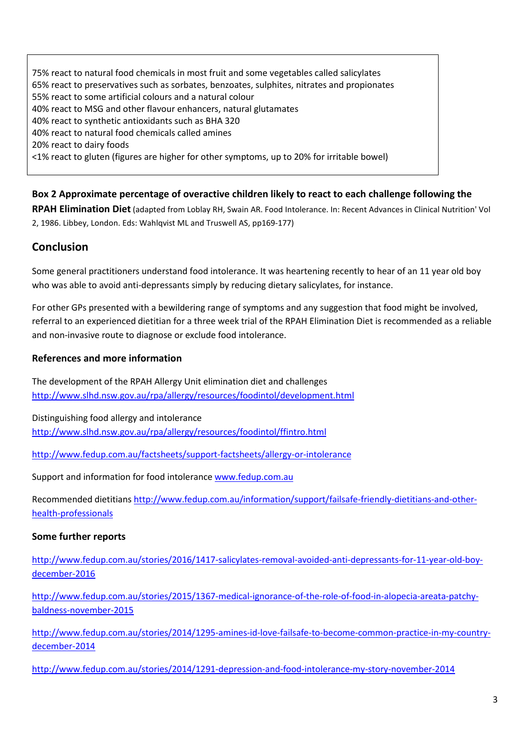75% react to natural food chemicals in most fruit and some vegetables called salicylates
65% react to preservatives such as sorbates, benzoates, sulphites, nitrates and propionates
55% react to some artificial colours and a natural colour
40% react to MSG and other flavour enhancers, natural glutamates
40% react to synthetic antioxidants such as BHA 320
40% react to natural food chemicals called amines
20% react to dairy foods
<1% react to gluten (figures are higher for other symptoms, up to 20% for irritable bowel)

**Box 2 Approximate percentage of overactive children likely to react to each challenge following the RPAH Elimination Diet** (adapted from Loblay RH, Swain AR. Food Intolerance. In: Recent Advances in Clinical Nutrition' Vol 2, 1986. Libbey, London. Eds: Wahlqvist ML and Truswell AS, pp169-177)

## Conclusion

Some general practitioners understand food intolerance. It was heartening recently to hear of an 11 year old boy who was able to avoid anti-depressants simply by reducing dietary salicylates, for instance.

For other GPs presented with a bewildering range of symptoms and any suggestion that food might be involved, referral to an experienced dietitian for a three week trial of the RPAH Elimination Diet is recommended as a reliable and non-invasive route to diagnose or exclude food intolerance.

### References and more information

The development of the RPAH Allergy Unit elimination diet and challenges
http://www.slhd.nsw.gov.au/rpa/allergy/resources/foodintol/development.html

Distinguishing food allergy and intolerance
http://www.slhd.nsw.gov.au/rpa/allergy/resources/foodintol/ffintro.html

http://www.fedup.com.au/factsheets/support-factsheets/allergy-or-intolerance

Support and information for food intolerance www.fedup.com.au

Recommended dietitians http://www.fedup.com.au/information/support/failsafe-friendly-dietitians-and-other-health-professionals

### Some further reports

http://www.fedup.com.au/stories/2016/1417-salicylates-removal-avoided-anti-depressants-for-11-year-old-boy-december-2016

http://www.fedup.com.au/stories/2015/1367-medical-ignorance-of-the-role-of-food-in-alopecia-areata-patchy-baldness-november-2015

http://www.fedup.com.au/stories/2014/1295-amines-id-love-failsafe-to-become-common-practice-in-my-country-december-2014

http://www.fedup.com.au/stories/2014/1291-depression-and-food-intolerance-my-story-november-2014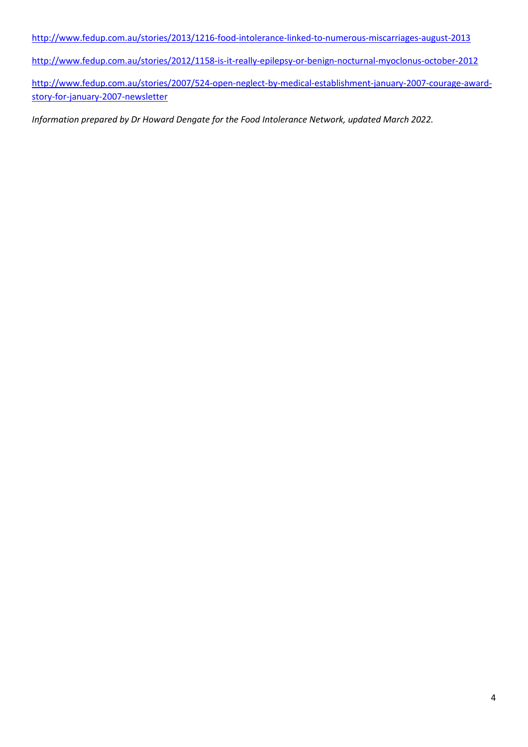http://www.fedup.com.au/stories/2013/1216-food-intolerance-linked-to-numerous-miscarriages-august-2013

http://www.fedup.com.au/stories/2012/1158-is-it-really-epilepsy-or-benign-nocturnal-myoclonus-october-2012

http://www.fedup.com.au/stories/2007/524-open-neglect-by-medical-establishment-january-2007-courage-award-story-for-january-2007-newsletter

*Information prepared by Dr Howard Dengate for the Food Intolerance Network, updated March 2022.*